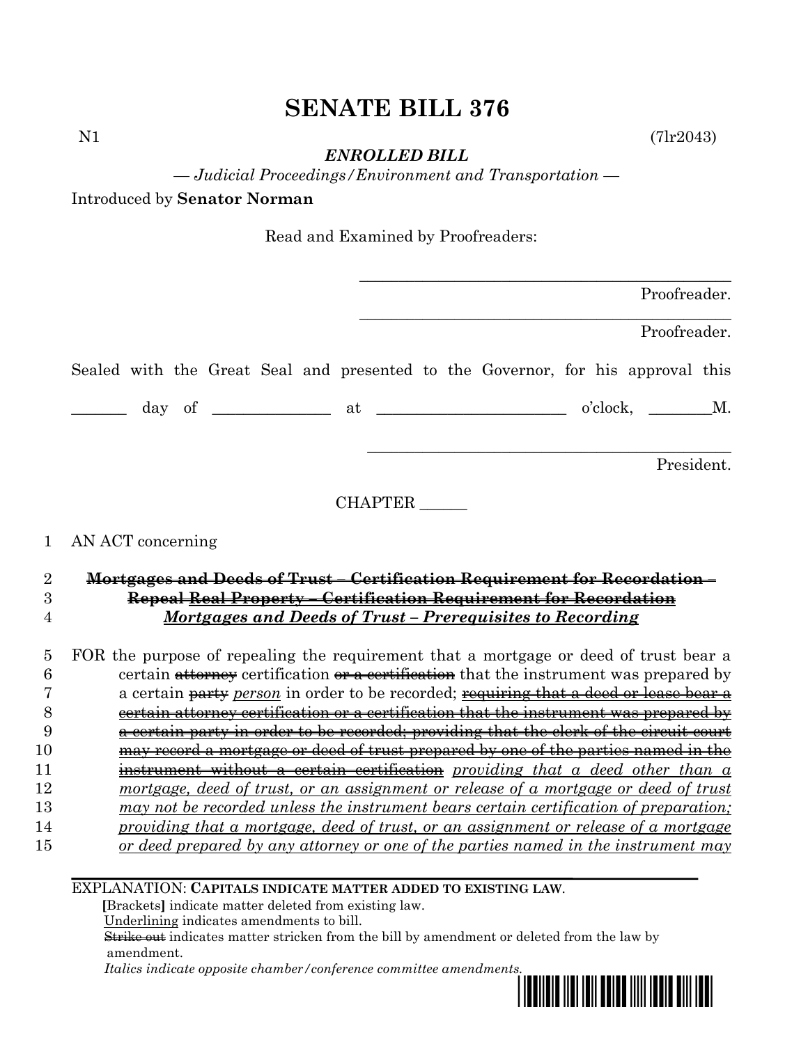# SENATE BILL 376

N1 (7lr2043)

***ENROLLED BILL***

*— Judicial Proceedings/Environment and Transportation —*

Introduced by **Senator Norman**

Read and Examined by Proofreaders:

_______________________________________________ Proofreader.

_______________________________________________ Proofreader.

Sealed with the Great Seal and presented to the Governor, for his approval this

_______ day of ______________ at ________________________ o'clock, ________M.

_______________________________________________ President.

CHAPTER ______

1 AN ACT concerning

2 ~~Mortgages and Deeds of Trust – Certification Requirement for Recordation –~~
3 ~~Repeal~~ ~~Real Property – Certification Requirement for Recordation~~
4 *Mortgages and Deeds of Trust – Prerequisites to Recording*

5 FOR the purpose of repealing the requirement that a mortgage or deed of trust bear a
6 certain ~~attorney~~ certification ~~or a certification~~ that the instrument was prepared by
7 a certain ~~party~~ *person* in order to be recorded; ~~requiring that a deed or lease bear a~~
8 ~~certain attorney certification or a certification that the instrument was prepared by~~
9 ~~a certain party in order to be recorded; providing that the clerk of the circuit court~~
10 ~~may record a mortgage or deed of trust prepared by one of the parties named in the~~
11 ~~instrument without a certain certification~~ *providing that a deed other than a*
12 *mortgage, deed of trust, or an assignment or release of a mortgage or deed of trust*
13 *may not be recorded unless the instrument bears certain certification of preparation;*
14 *providing that a mortgage, deed of trust, or an assignment or release of a mortgage*
15 *or deed prepared by any attorney or one of the parties named in the instrument may*

EXPLANATION: **CAPITALS INDICATE MATTER ADDED TO EXISTING LAW**.

**[**Brackets**]** indicate matter deleted from existing law.

Underlining indicates amendments to bill.

~~Strike out~~ indicates matter stricken from the bill by amendment or deleted from the law by amendment.

*Italics indicate opposite chamber/conference committee amendments.*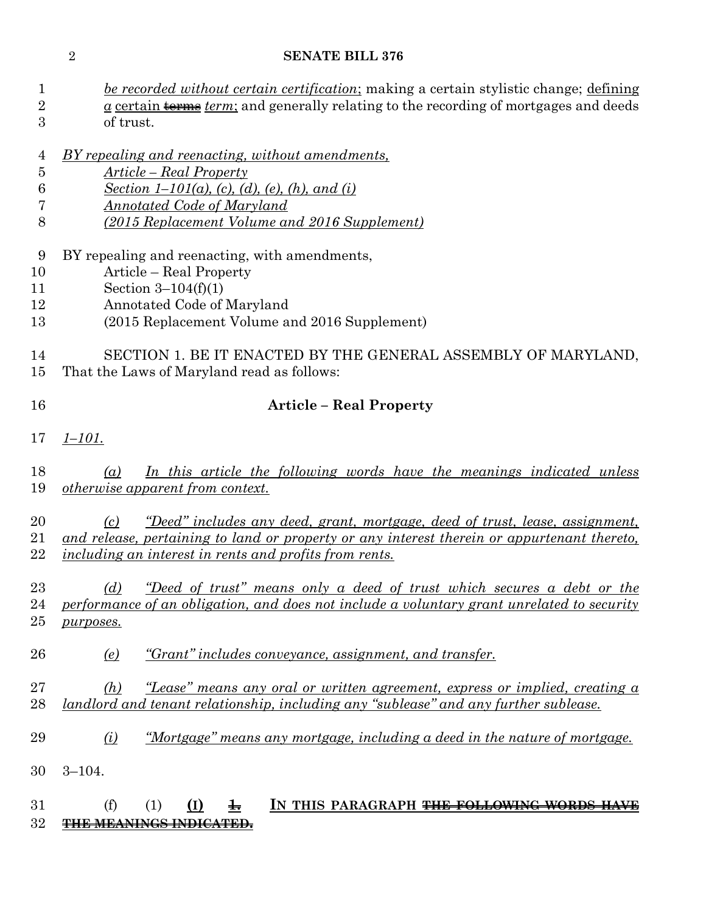*be recorded without certain certification*; making a certain stylistic change; defining *a* certain ~~terms~~ *term*; and generally relating to the recording of mortgages and deeds of trust.

*BY repealing and reenacting, without amendments,*
*Article – Real Property*
*Section 1–101(a), (c), (d), (e), (h), and (i)*
*Annotated Code of Maryland*
*(2015 Replacement Volume and 2016 Supplement)*

BY repealing and reenacting, with amendments,
Article – Real Property
Section 3–104(f)(1)
Annotated Code of Maryland
(2015 Replacement Volume and 2016 Supplement)

SECTION 1. BE IT ENACTED BY THE GENERAL ASSEMBLY OF MARYLAND, That the Laws of Maryland read as follows:

**Article – Real Property**

*1–101.*

*(a) In this article the following words have the meanings indicated unless otherwise apparent from context.*

*(c) "Deed" includes any deed, grant, mortgage, deed of trust, lease, assignment, and release, pertaining to land or property or any interest therein or appurtenant thereto, including an interest in rents and profits from rents.*

*(d) "Deed of trust" means only a deed of trust which secures a debt or the performance of an obligation, and does not include a voluntary grant unrelated to security purposes.*

*(e) "Grant" includes conveyance, assignment, and transfer.*

*(h) "Lease" means any oral or written agreement, express or implied, creating a landlord and tenant relationship, including any "sublease" and any further sublease.*

*(i) "Mortgage" means any mortgage, including a deed in the nature of mortgage.*

3–104.

(f) (1) **(I)** ~~1.~~ IN THIS PARAGRAPH ~~THE FOLLOWING WORDS HAVE THE MEANINGS INDICATED.~~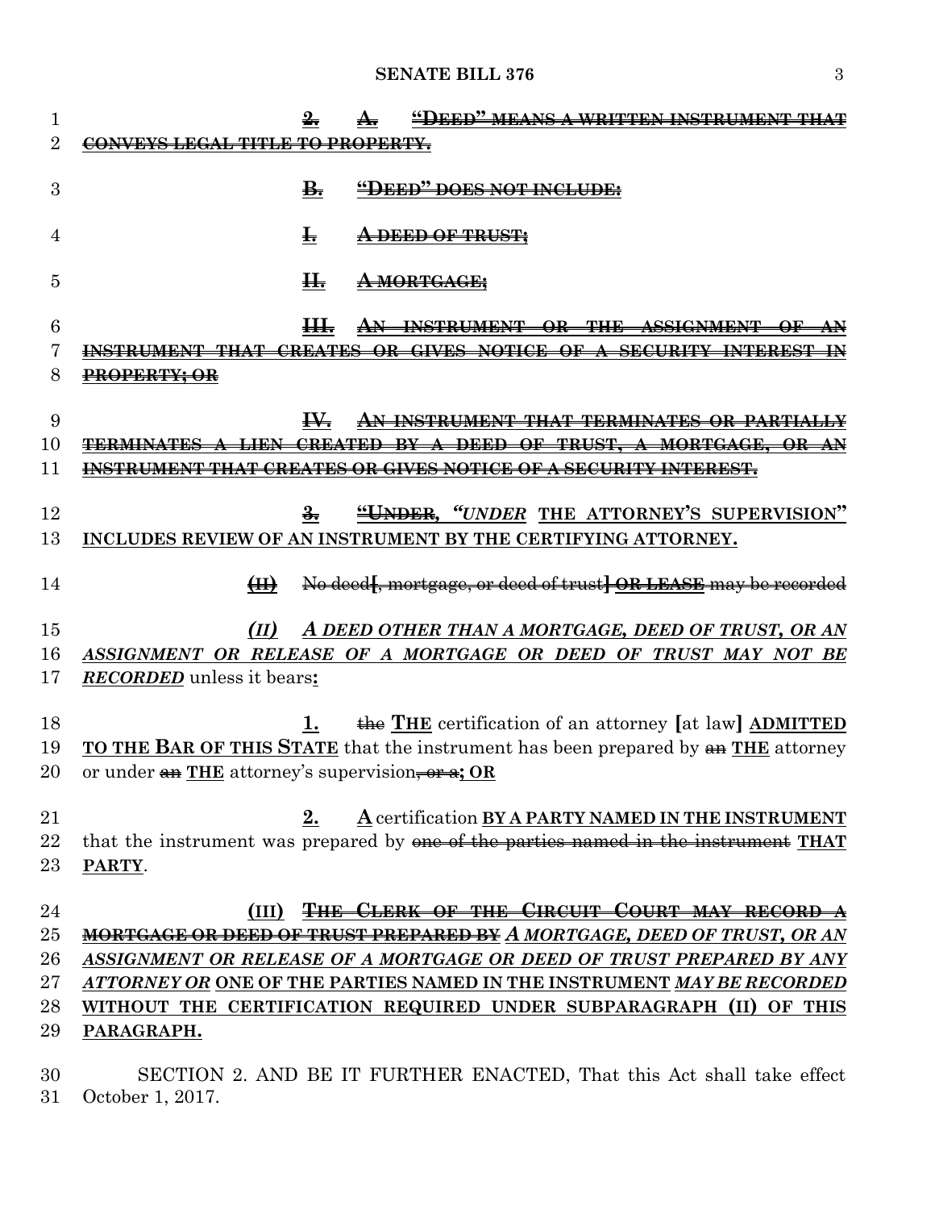2. A. ~~"DEED" MEANS A WRITTEN INSTRUMENT THAT CONVEYS LEGAL TITLE TO PROPERTY.~~

B. ~~"DEED" DOES NOT INCLUDE:~~

I. ~~A DEED OF TRUST;~~

II. ~~A MORTGAGE;~~

III. ~~AN INSTRUMENT OR THE ASSIGNMENT OF AN INSTRUMENT THAT CREATES OR GIVES NOTICE OF A SECURITY INTEREST IN PROPERTY; OR~~

IV. ~~AN INSTRUMENT THAT TERMINATES OR PARTIALLY TERMINATES A LIEN CREATED BY A DEED OF TRUST, A MORTGAGE, OR AN INSTRUMENT THAT CREATES OR GIVES NOTICE OF A SECURITY INTEREST.~~

~~3.~~ ~~"UNDER,~~ *"UNDER* **THE ATTORNEY'S SUPERVISION" INCLUDES REVIEW OF AN INSTRUMENT BY THE CERTIFYING ATTORNEY.**

~~(II)~~ ~~No deed[, mortgage, or deed of trust] OR LEASE may be recorded~~

*(II)* ***A DEED OTHER THAN A MORTGAGE, DEED OF TRUST, OR AN ASSIGNMENT OR RELEASE OF A MORTGAGE OR DEED OF TRUST MAY NOT BE RECORDED*** unless it bears**:**

**1.** ~~the~~ **THE** certification of an attorney [at law] **ADMITTED TO THE BAR OF THIS STATE** that the instrument has been prepared by ~~an~~ **THE** attorney or under ~~an~~ **THE** attorney's supervision~~, or a~~**; OR**

**2.** **A** certification **BY A PARTY NAMED IN THE INSTRUMENT** that the instrument was prepared by ~~one of the parties named in the instrument~~ **THAT PARTY**.

**(III)** ~~THE CLERK OF THE CIRCUIT COURT MAY RECORD A MORTGAGE OR DEED OF TRUST PREPARED BY~~ ***A MORTGAGE, DEED OF TRUST, OR AN ASSIGNMENT OR RELEASE OF A MORTGAGE OR DEED OF TRUST PREPARED BY ANY ATTORNEY OR*** **ONE OF THE PARTIES NAMED IN THE INSTRUMENT** ***MAY BE RECORDED*** **WITHOUT THE CERTIFICATION REQUIRED UNDER SUBPARAGRAPH (II) OF THIS PARAGRAPH.**

SECTION 2. AND BE IT FURTHER ENACTED, That this Act shall take effect October 1, 2017.